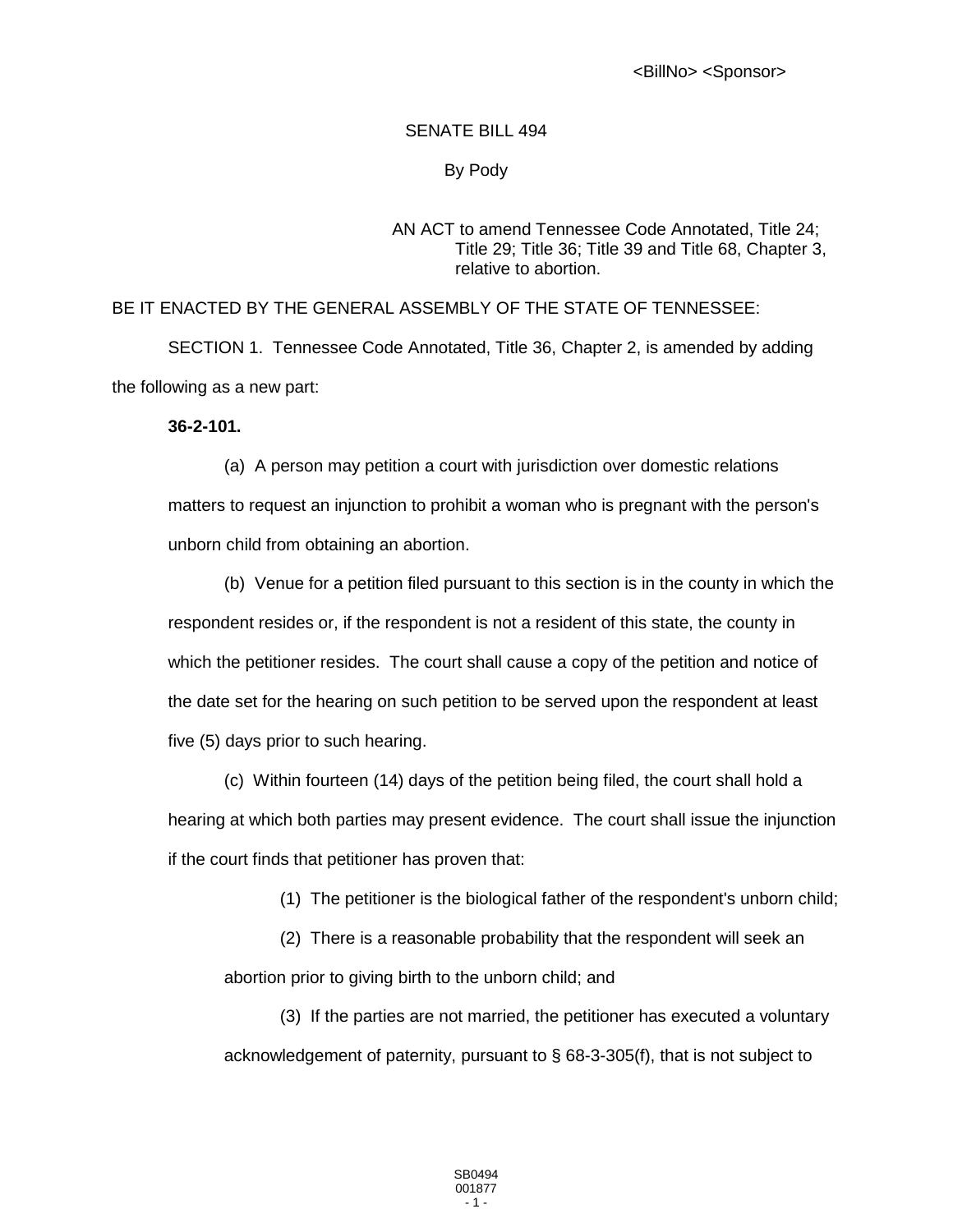<BillNo> <Sponsor>

SENATE BILL 494

By Pody

AN ACT to amend Tennessee Code Annotated, Title 24; Title 29; Title 36; Title 39 and Title 68, Chapter 3, relative to abortion.

BE IT ENACTED BY THE GENERAL ASSEMBLY OF THE STATE OF TENNESSEE:

SECTION 1. Tennessee Code Annotated, Title 36, Chapter 2, is amended by adding the following as a new part:

**36-2-101.**

(a) A person may petition a court with jurisdiction over domestic relations matters to request an injunction to prohibit a woman who is pregnant with the person's unborn child from obtaining an abortion.

(b) Venue for a petition filed pursuant to this section is in the county in which the respondent resides or, if the respondent is not a resident of this state, the county in which the petitioner resides. The court shall cause a copy of the petition and notice of the date set for the hearing on such petition to be served upon the respondent at least five (5) days prior to such hearing.

(c) Within fourteen (14) days of the petition being filed, the court shall hold a hearing at which both parties may present evidence. The court shall issue the injunction if the court finds that petitioner has proven that:

(1) The petitioner is the biological father of the respondent's unborn child;

(2) There is a reasonable probability that the respondent will seek an abortion prior to giving birth to the unborn child; and

(3) If the parties are not married, the petitioner has executed a voluntary acknowledgement of paternity, pursuant to § 68-3-305(f), that is not subject to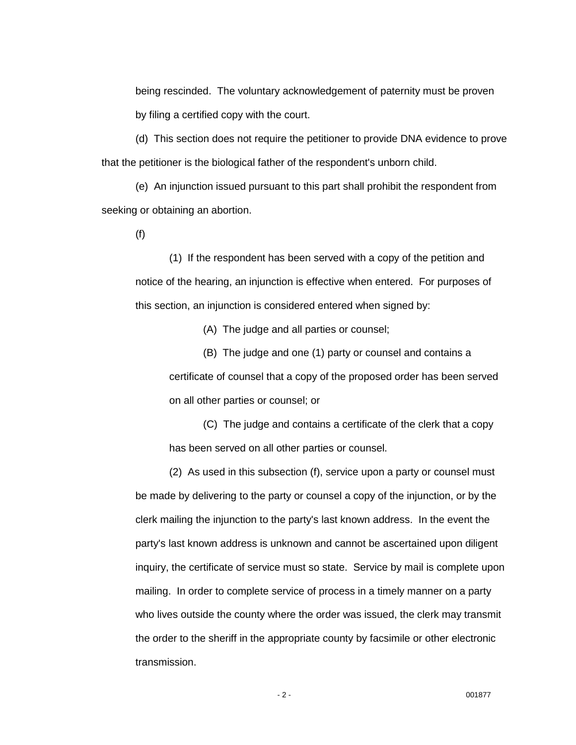being rescinded. The voluntary acknowledgement of paternity must be proven by filing a certified copy with the court.

(d) This section does not require the petitioner to provide DNA evidence to prove that the petitioner is the biological father of the respondent's unborn child.

(e) An injunction issued pursuant to this part shall prohibit the respondent from seeking or obtaining an abortion.

(f)

(1) If the respondent has been served with a copy of the petition and notice of the hearing, an injunction is effective when entered. For purposes of this section, an injunction is considered entered when signed by:

(A) The judge and all parties or counsel;

(B) The judge and one (1) party or counsel and contains a certificate of counsel that a copy of the proposed order has been served on all other parties or counsel; or

(C) The judge and contains a certificate of the clerk that a copy has been served on all other parties or counsel.

(2) As used in this subsection (f), service upon a party or counsel must be made by delivering to the party or counsel a copy of the injunction, or by the clerk mailing the injunction to the party's last known address. In the event the party's last known address is unknown and cannot be ascertained upon diligent inquiry, the certificate of service must so state. Service by mail is complete upon mailing. In order to complete service of process in a timely manner on a party who lives outside the county where the order was issued, the clerk may transmit the order to the sheriff in the appropriate county by facsimile or other electronic transmission.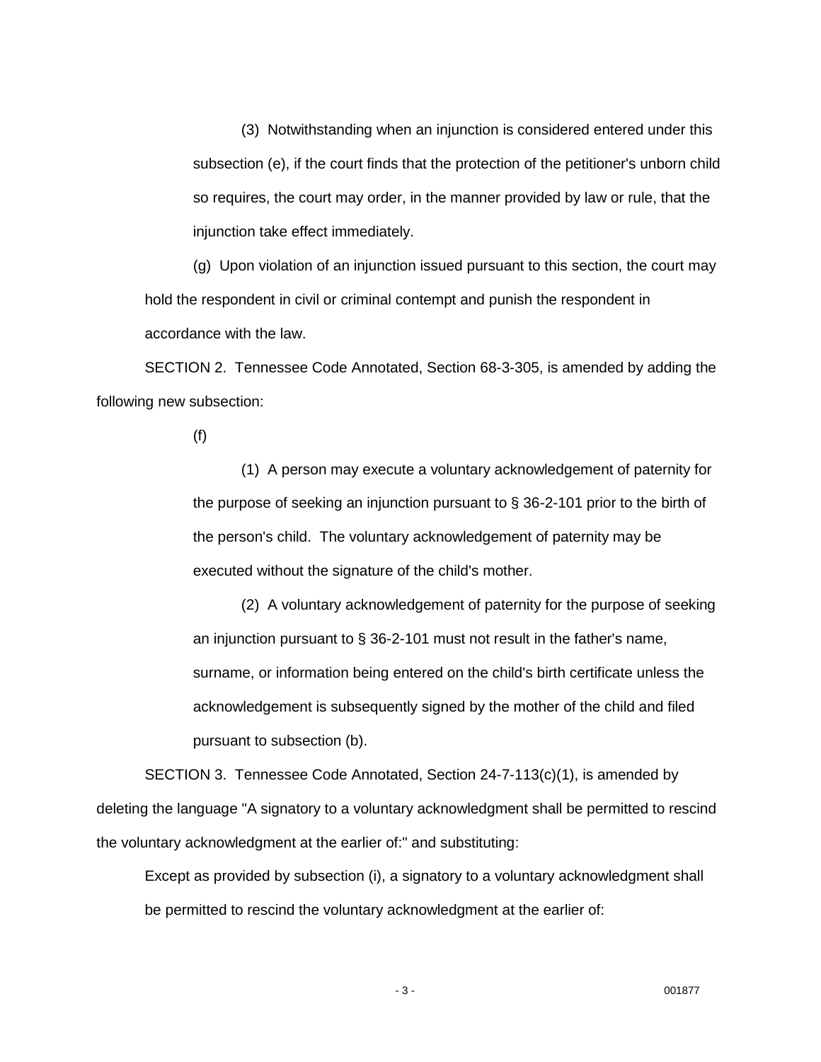(3) Notwithstanding when an injunction is considered entered under this subsection (e), if the court finds that the protection of the petitioner's unborn child so requires, the court may order, in the manner provided by law or rule, that the injunction take effect immediately.

(g) Upon violation of an injunction issued pursuant to this section, the court may hold the respondent in civil or criminal contempt and punish the respondent in accordance with the law.

SECTION 2. Tennessee Code Annotated, Section 68-3-305, is amended by adding the following new subsection:

(f)

(1) A person may execute a voluntary acknowledgement of paternity for the purpose of seeking an injunction pursuant to § 36-2-101 prior to the birth of the person's child. The voluntary acknowledgement of paternity may be executed without the signature of the child's mother.

(2) A voluntary acknowledgement of paternity for the purpose of seeking an injunction pursuant to § 36-2-101 must not result in the father's name, surname, or information being entered on the child's birth certificate unless the acknowledgement is subsequently signed by the mother of the child and filed pursuant to subsection (b).

SECTION 3. Tennessee Code Annotated, Section 24-7-113(c)(1), is amended by deleting the language "A signatory to a voluntary acknowledgment shall be permitted to rescind the voluntary acknowledgment at the earlier of:" and substituting:

Except as provided by subsection (i), a signatory to a voluntary acknowledgment shall be permitted to rescind the voluntary acknowledgment at the earlier of: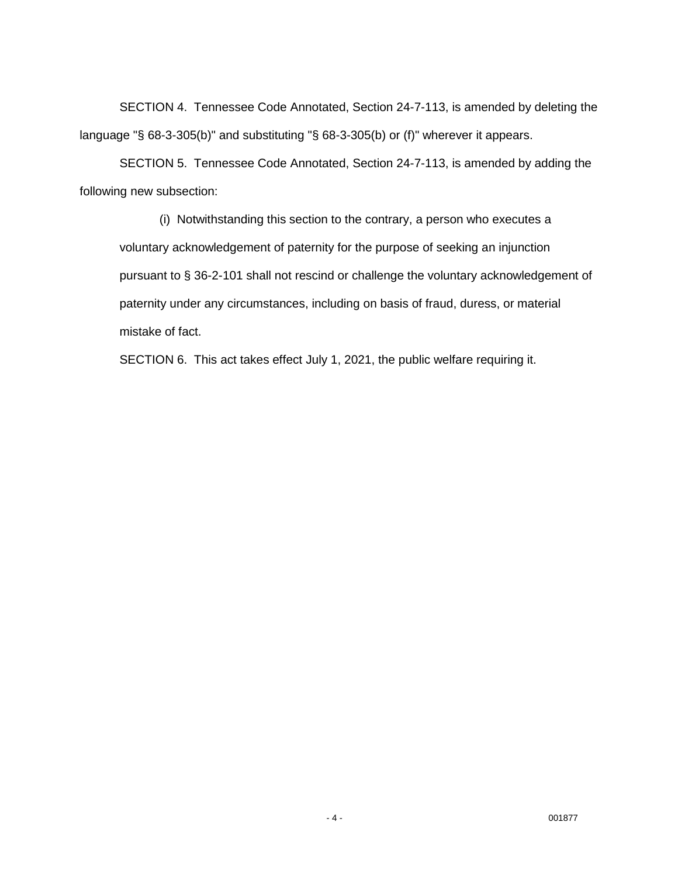SECTION 4. Tennessee Code Annotated, Section 24-7-113, is amended by deleting the language "§ 68-3-305(b)" and substituting "§ 68-3-305(b) or (f)" wherever it appears.

SECTION 5. Tennessee Code Annotated, Section 24-7-113, is amended by adding the following new subsection:

> (i) Notwithstanding this section to the contrary, a person who executes a voluntary acknowledgement of paternity for the purpose of seeking an injunction pursuant to § 36-2-101 shall not rescind or challenge the voluntary acknowledgement of paternity under any circumstances, including on basis of fraud, duress, or material mistake of fact.

SECTION 6. This act takes effect July 1, 2021, the public welfare requiring it.

001877